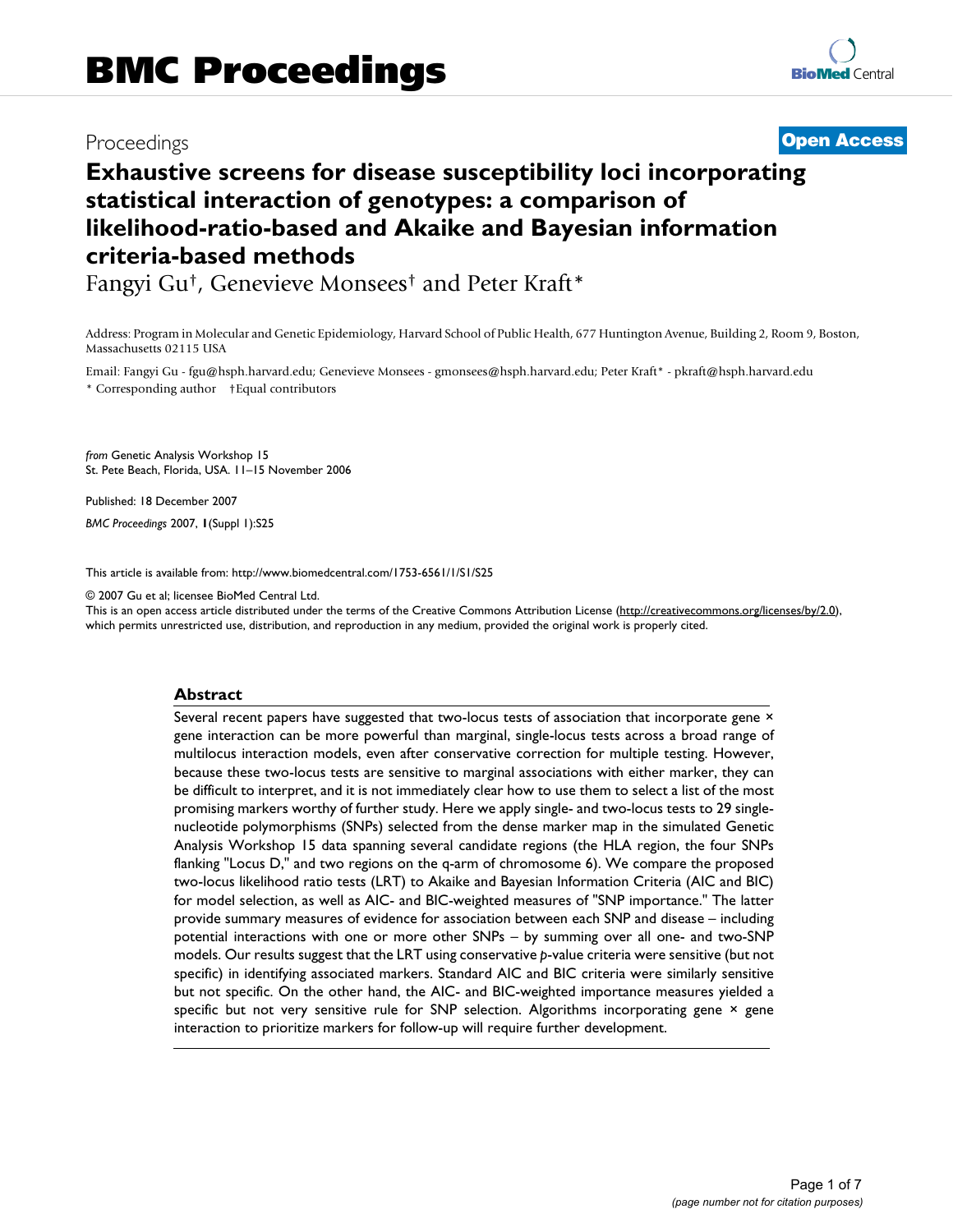# BMC Proceedings

Proceedings **Open Access**

# Exhaustive screens for disease susceptibility loci incorporating statistical interaction of genotypes: a comparison of likelihood-ratio-based and Akaike and Bayesian information criteria-based methods

Fangyi Gu†, Genevieve Monsees† and Peter Kraft*

Address: Program in Molecular and Genetic Epidemiology, Harvard School of Public Health, 677 Huntington Avenue, Building 2, Room 9, Boston, Massachusetts 02115 USA

Email: Fangyi Gu - fgu@hsph.harvard.edu; Genevieve Monsees - gmonsees@hsph.harvard.edu; Peter Kraft* - pkraft@hsph.harvard.edu

\* Corresponding author †Equal contributors

*from* Genetic Analysis Workshop 15
St. Pete Beach, Florida, USA. 11–15 November 2006

Published: 18 December 2007

*BMC Proceedings* 2007, **1**(Suppl 1):S25

This article is available from: http://www.biomedcentral.com/1753-6561/1/S1/S25

© 2007 Gu et al; licensee BioMed Central Ltd.
This is an open access article distributed under the terms of the Creative Commons Attribution License (http://creativecommons.org/licenses/by/2.0), which permits unrestricted use, distribution, and reproduction in any medium, provided the original work is properly cited.

## Abstract

Several recent papers have suggested that two-locus tests of association that incorporate gene × gene interaction can be more powerful than marginal, single-locus tests across a broad range of multilocus interaction models, even after conservative correction for multiple testing. However, because these two-locus tests are sensitive to marginal associations with either marker, they can be difficult to interpret, and it is not immediately clear how to use them to select a list of the most promising markers worthy of further study. Here we apply single- and two-locus tests to 29 single-nucleotide polymorphisms (SNPs) selected from the dense marker map in the simulated Genetic Analysis Workshop 15 data spanning several candidate regions (the HLA region, the four SNPs flanking "Locus D," and two regions on the q-arm of chromosome 6). We compare the proposed two-locus likelihood ratio tests (LRT) to Akaike and Bayesian Information Criteria (AIC and BIC) for model selection, as well as AIC- and BIC-weighted measures of "SNP importance." The latter provide summary measures of evidence for association between each SNP and disease – including potential interactions with one or more other SNPs – by summing over all one- and two-SNP models. Our results suggest that the LRT using conservative *p*-value criteria were sensitive (but not specific) in identifying associated markers. Standard AIC and BIC criteria were similarly sensitive but not specific. On the other hand, the AIC- and BIC-weighted importance measures yielded a specific but not very sensitive rule for SNP selection. Algorithms incorporating gene × gene interaction to prioritize markers for follow-up will require further development.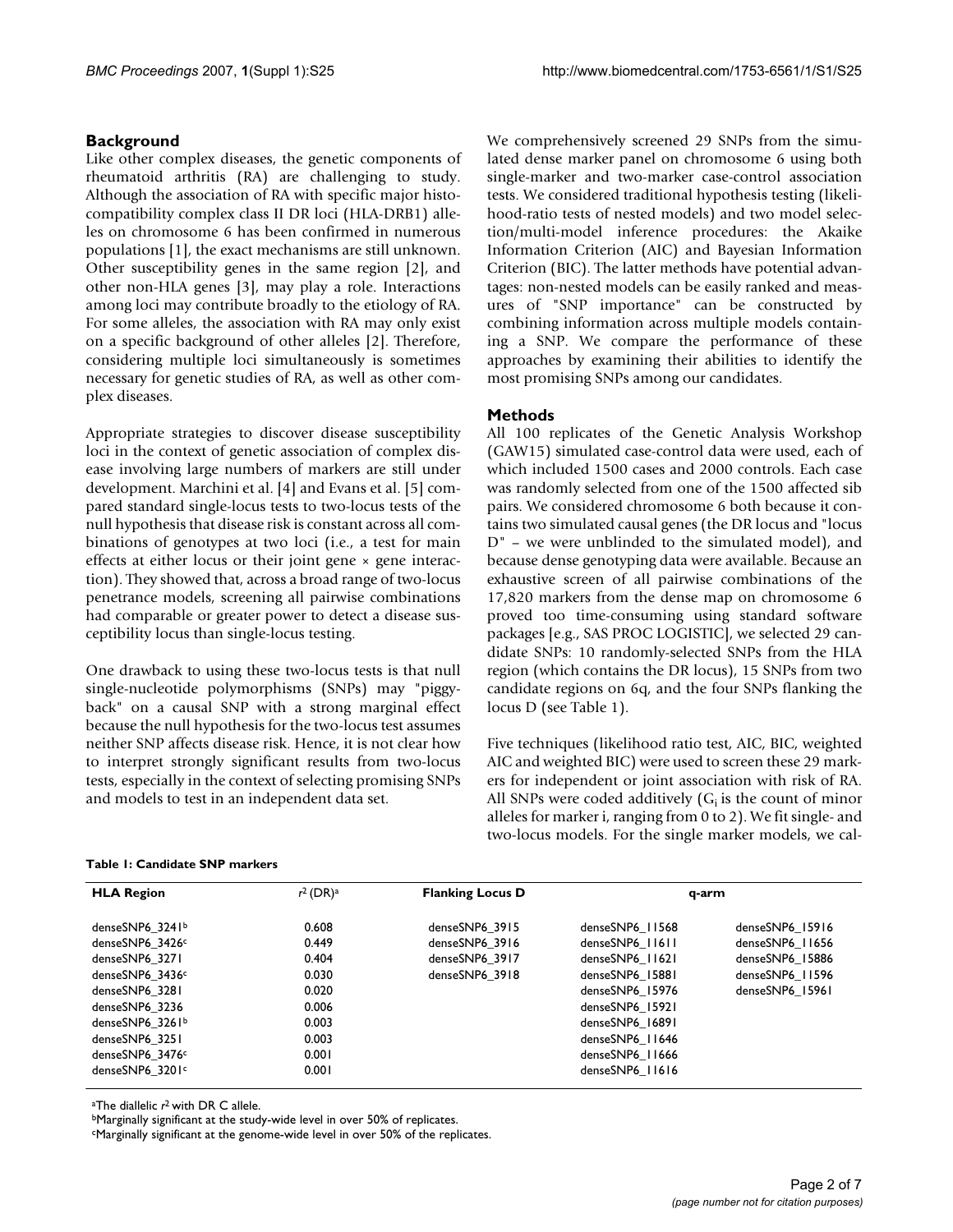## Background

Like other complex diseases, the genetic components of rheumatoid arthritis (RA) are challenging to study. Although the association of RA with specific major histocompatibility complex class II DR loci (HLA-DRB1) alleles on chromosome 6 has been confirmed in numerous populations [1], the exact mechanisms are still unknown. Other susceptibility genes in the same region [2], and other non-HLA genes [3], may play a role. Interactions among loci may contribute broadly to the etiology of RA. For some alleles, the association with RA may only exist on a specific background of other alleles [2]. Therefore, considering multiple loci simultaneously is sometimes necessary for genetic studies of RA, as well as other complex diseases.

Appropriate strategies to discover disease susceptibility loci in the context of genetic association of complex disease involving large numbers of markers are still under development. Marchini et al. [4] and Evans et al. [5] compared standard single-locus tests to two-locus tests of the null hypothesis that disease risk is constant across all combinations of genotypes at two loci (i.e., a test for main effects at either locus or their joint gene × gene interaction). They showed that, across a broad range of two-locus penetrance models, screening all pairwise combinations had comparable or greater power to detect a disease susceptibility locus than single-locus testing.

One drawback to using these two-locus tests is that null single-nucleotide polymorphisms (SNPs) may "piggyback" on a causal SNP with a strong marginal effect because the null hypothesis for the two-locus test assumes neither SNP affects disease risk. Hence, it is not clear how to interpret strongly significant results from two-locus tests, especially in the context of selecting promising SNPs and models to test in an independent data set.

We comprehensively screened 29 SNPs from the simulated dense marker panel on chromosome 6 using both single-marker and two-marker case-control association tests. We considered traditional hypothesis testing (likelihood-ratio tests of nested models) and two model selection/multi-model inference procedures: the Akaike Information Criterion (AIC) and Bayesian Information Criterion (BIC). The latter methods have potential advantages: non-nested models can be easily ranked and measures of "SNP importance" can be constructed by combining information across multiple models containing a SNP. We compare the performance of these approaches by examining their abilities to identify the most promising SNPs among our candidates.

## Methods

All 100 replicates of the Genetic Analysis Workshop (GAW15) simulated case-control data were used, each of which included 1500 cases and 2000 controls. Each case was randomly selected from one of the 1500 affected sib pairs. We considered chromosome 6 both because it contains two simulated causal genes (the DR locus and "locus D" – we were unblinded to the simulated model), and because dense genotyping data were available. Because an exhaustive screen of all pairwise combinations of the 17,820 markers from the dense map on chromosome 6 proved too time-consuming using standard software packages [e.g., SAS PROC LOGISTIC], we selected 29 candidate SNPs: 10 randomly-selected SNPs from the HLA region (which contains the DR locus), 15 SNPs from two candidate regions on 6q, and the four SNPs flanking the locus D (see Table 1).

Five techniques (likelihood ratio test, AIC, BIC, weighted AIC and weighted BIC) were used to screen these 29 markers for independent or joint association with risk of RA. All SNPs were coded additively ($G_i$ is the count of minor alleles for marker i, ranging from 0 to 2). We fit single- and two-locus models. For the single marker models, we cal-

**Table 1: Candidate SNP markers**

| HLA Region | $r^2$ (DR)[a] | Flanking Locus D | q-arm | |
|---|---|---|---|---|
| denseSNP6_3241[b] | 0.608 | denseSNP6_3915 | denseSNP6_11568 | denseSNP6_15916 |
| denseSNP6_3426[c] | 0.449 | denseSNP6_3916 | denseSNP6_11611 | denseSNP6_11656 |
| denseSNP6_3271 | 0.404 | denseSNP6_3917 | denseSNP6_11621 | denseSNP6_15886 |
| denseSNP6_3436[c] | 0.030 | denseSNP6_3918 | denseSNP6_15881 | denseSNP6_11596 |
| denseSNP6_3281 | 0.020 | | denseSNP6_15976 | denseSNP6_15961 |
| denseSNP6_3236 | 0.006 | | denseSNP6_15921 | |
| denseSNP6_3261[b] | 0.003 | | denseSNP6_16891 | |
| denseSNP6_3251 | 0.003 | | denseSNP6_11646 | |
| denseSNP6_3476[c] | 0.001 | | denseSNP6_11666 | |
| denseSNP6_3201[c] | 0.001 | | denseSNP6_11616 | |

[a]The diallelic $r^2$ with DR C allele.
[b]Marginally significant at the study-wide level in over 50% of replicates.
[c]Marginally significant at the genome-wide level in over 50% of the replicates.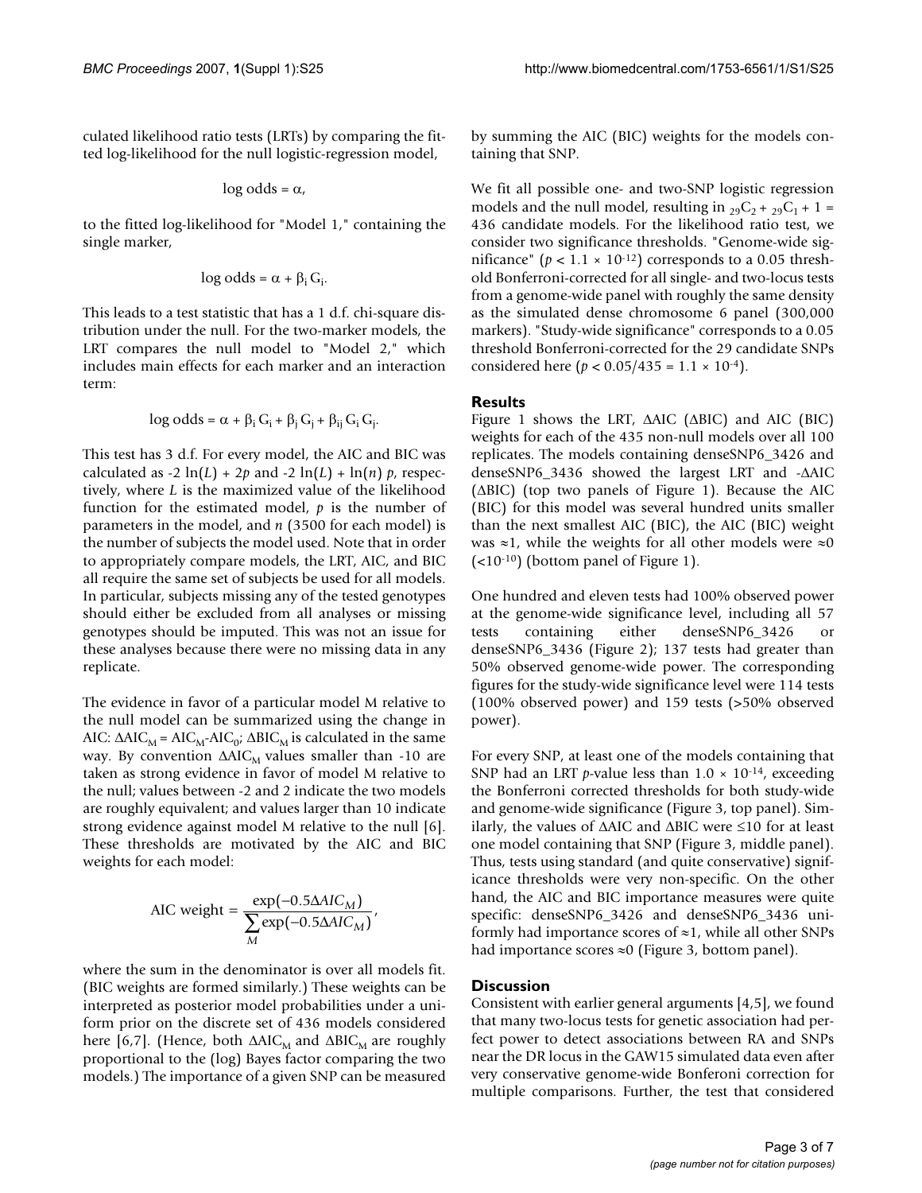culated likelihood ratio tests (LRTs) by comparing the fitted log-likelihood for the null logistic-regression model,

$$\log \text{odds} = \alpha,$$

to the fitted log-likelihood for "Model 1," containing the single marker,

$$\log \text{odds} = \alpha + \beta_i G_i.$$

This leads to a test statistic that has a 1 d.f. chi-square distribution under the null. For the two-marker models, the LRT compares the null model to "Model 2," which includes main effects for each marker and an interaction term:

$$\log \text{odds} = \alpha + \beta_i G_i + \beta_j G_j + \beta_{ij} G_i G_j.$$

This test has 3 d.f. For every model, the AIC and BIC was calculated as $-2 \ln(L) + 2p$ and $-2 \ln(L) + \ln(n)\, p$, respectively, where $L$ is the maximized value of the likelihood function for the estimated model, $p$ is the number of parameters in the model, and $n$ (3500 for each model) is the number of subjects the model used. Note that in order to appropriately compare models, the LRT, AIC, and BIC all require the same set of subjects be used for all models. In particular, subjects missing any of the tested genotypes should either be excluded from all analyses or missing genotypes should be imputed. This was not an issue for these analyses because there were no missing data in any replicate.

The evidence in favor of a particular model M relative to the null model can be summarized using the change in AIC: $\Delta AIC_M = AIC_M - AIC_0$; $\Delta BIC_M$ is calculated in the same way. By convention $\Delta AIC_M$ values smaller than -10 are taken as strong evidence in favor of model M relative to the null; values between -2 and 2 indicate the two models are roughly equivalent; and values larger than 10 indicate strong evidence against model M relative to the null [6]. These thresholds are motivated by the AIC and BIC weights for each model:

$$\text{AIC weight} = \frac{\exp(-0.5\Delta AIC_M)}{\sum_M \exp(-0.5\Delta AIC_M)},$$

where the sum in the denominator is over all models fit. (BIC weights are formed similarly.) These weights can be interpreted as posterior model probabilities under a uniform prior on the discrete set of 436 models considered here [6,7]. (Hence, both $\Delta AIC_M$ and $\Delta BIC_M$ are roughly proportional to the (log) Bayes factor comparing the two models.) The importance of a given SNP can be measured by summing the AIC (BIC) weights for the models containing that SNP.

We fit all possible one- and two-SNP logistic regression models and the null model, resulting in ${}_{29}C_2 + {}_{29}C_1 + 1 = 436$ candidate models. For the likelihood ratio test, we consider two significance thresholds. "Genome-wide significance" ($p < 1.1 \times 10^{-12}$) corresponds to a 0.05 threshold Bonferroni-corrected for all single- and two-locus tests from a genome-wide panel with roughly the same density as the simulated dense chromosome 6 panel (300,000 markers). "Study-wide significance" corresponds to a 0.05 threshold Bonferroni-corrected for the 29 candidate SNPs considered here ($p < 0.05/435 = 1.1 \times 10^{-4}$).

## Results

Figure 1 shows the LRT, $\Delta AIC$ ($\Delta BIC$) and AIC (BIC) weights for each of the 435 non-null models over all 100 replicates. The models containing denseSNP6_3426 and denseSNP6_3436 showed the largest LRT and $-\Delta AIC$ ($\Delta BIC$) (top two panels of Figure 1). Because the AIC (BIC) for this model was several hundred units smaller than the next smallest AIC (BIC), the AIC (BIC) weight was ≈1, while the weights for all other models were ≈0 ($<10^{-10}$) (bottom panel of Figure 1).

One hundred and eleven tests had 100% observed power at the genome-wide significance level, including all 57 tests containing either denseSNP6_3426 or denseSNP6_3436 (Figure 2); 137 tests had greater than 50% observed genome-wide power. The corresponding figures for the study-wide significance level were 114 tests (100% observed power) and 159 tests (>50% observed power).

For every SNP, at least one of the models containing that SNP had an LRT $p$-value less than $1.0 \times 10^{-14}$, exceeding the Bonferroni corrected thresholds for both study-wide and genome-wide significance (Figure 3, top panel). Similarly, the values of $\Delta AIC$ and $\Delta BIC$ were ≤10 for at least one model containing that SNP (Figure 3, middle panel). Thus, tests using standard (and quite conservative) significance thresholds were very non-specific. On the other hand, the AIC and BIC importance measures were quite specific: denseSNP6_3426 and denseSNP6_3436 uniformly had importance scores of ≈1, while all other SNPs had importance scores ≈0 (Figure 3, bottom panel).

## Discussion

Consistent with earlier general arguments [4,5], we found that many two-locus tests for genetic association had perfect power to detect associations between RA and SNPs near the DR locus in the GAW15 simulated data even after very conservative genome-wide Bonferoni correction for multiple comparisons. Further, the test that considered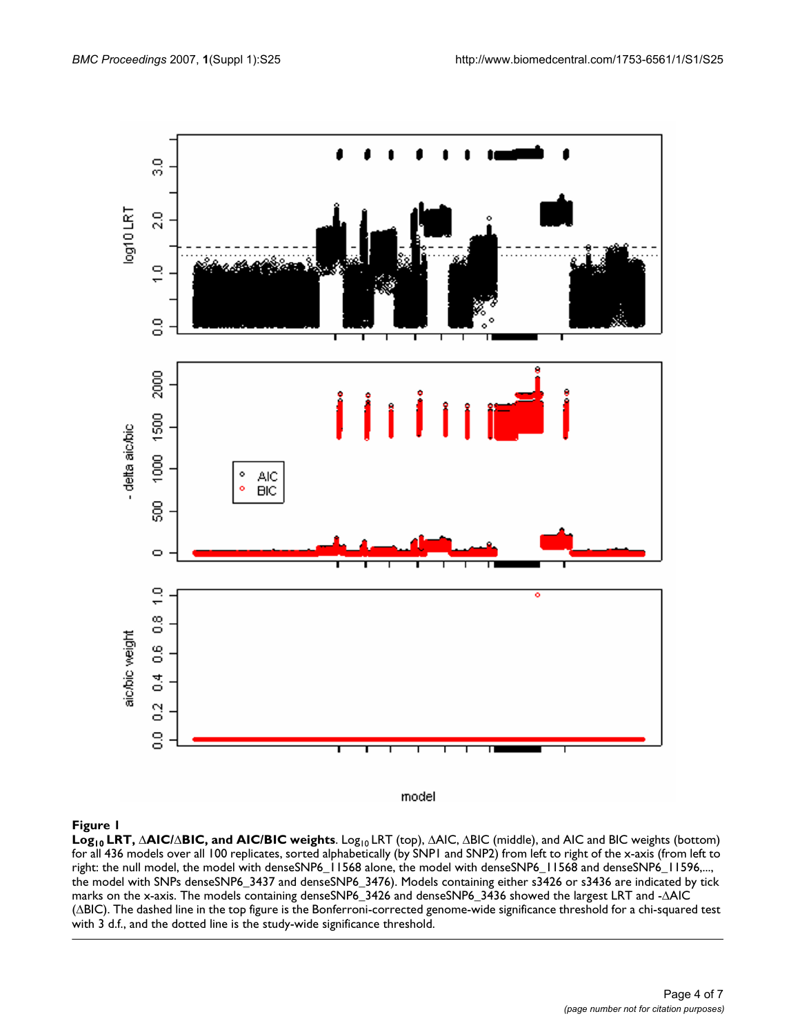**Figure 1**

**$\text{Log}_{10}$ LRT, ΔAIC/ΔBIC, and AIC/BIC weights**. $\text{Log}_{10}$ LRT (top), ΔAIC, ΔBIC (middle), and AIC and BIC weights (bottom) for all 436 models over all 100 replicates, sorted alphabetically (by SNP1 and SNP2) from left to right of the x-axis (from left to right: the null model, the model with denseSNP6_11568 alone, the model with denseSNP6_11568 and denseSNP6_11596,..., the model with SNPs denseSNP6_3437 and denseSNP6_3476). Models containing either s3426 or s3436 are indicated by tick marks on the x-axis. The models containing denseSNP6_3426 and denseSNP6_3436 showed the largest LRT and -ΔAIC (ΔBIC). The dashed line in the top figure is the Bonferroni-corrected genome-wide significance threshold for a chi-squared test with 3 d.f., and the dotted line is the study-wide significance threshold.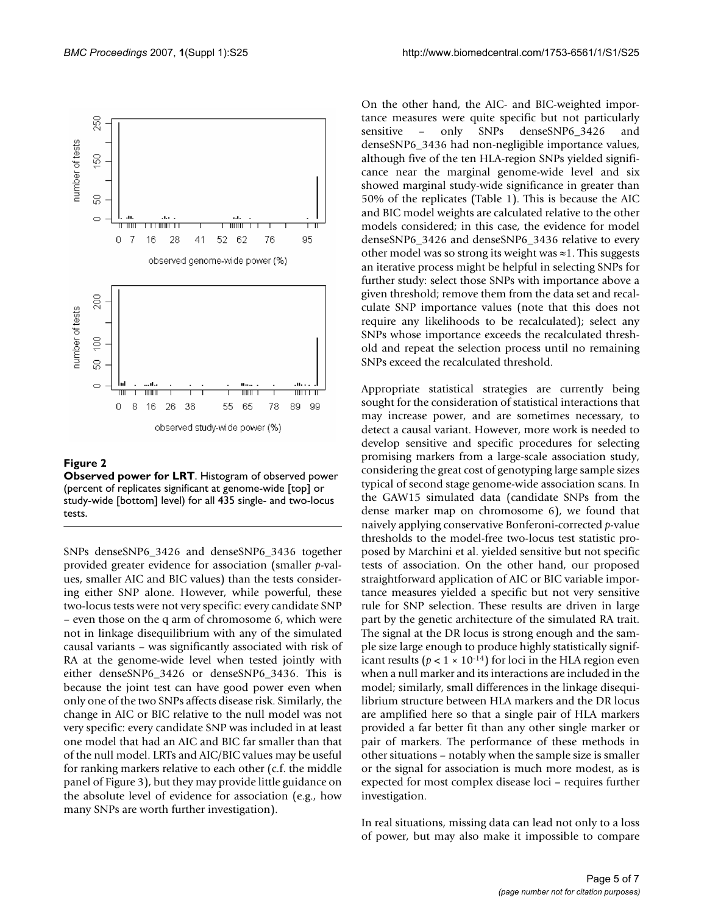**Figure 2**

**Observed power for LRT**. Histogram of observed power (percent of replicates significant at genome-wide [top] or study-wide [bottom] level) for all 435 single- and two-locus tests.

SNPs denseSNP6_3426 and denseSNP6_3436 together provided greater evidence for association (smaller *p*-values, smaller AIC and BIC values) than the tests considering either SNP alone. However, while powerful, these two-locus tests were not very specific: every candidate SNP – even those on the q arm of chromosome 6, which were not in linkage disequilibrium with any of the simulated causal variants – was significantly associated with risk of RA at the genome-wide level when tested jointly with either denseSNP6_3426 or denseSNP6_3436. This is because the joint test can have good power even when only one of the two SNPs affects disease risk. Similarly, the change in AIC or BIC relative to the null model was not very specific: every candidate SNP was included in at least one model that had an AIC and BIC far smaller than that of the null model. LRTs and AIC/BIC values may be useful for ranking markers relative to each other (c.f. the middle panel of Figure 3), but they may provide little guidance on the absolute level of evidence for association (e.g., how many SNPs are worth further investigation).

On the other hand, the AIC- and BIC-weighted importance measures were quite specific but not particularly sensitive – only SNPs denseSNP6_3426 and denseSNP6_3436 had non-negligible importance values, although five of the ten HLA-region SNPs yielded significance near the marginal genome-wide level and six showed marginal study-wide significance in greater than 50% of the replicates (Table 1). This is because the AIC and BIC model weights are calculated relative to the other models considered; in this case, the evidence for model denseSNP6_3426 and denseSNP6_3436 relative to every other model was so strong its weight was ≈1. This suggests an iterative process might be helpful in selecting SNPs for further study: select those SNPs with importance above a given threshold; remove them from the data set and recalculate SNP importance values (note that this does not require any likelihoods to be recalculated); select any SNPs whose importance exceeds the recalculated threshold and repeat the selection process until no remaining SNPs exceed the recalculated threshold.

Appropriate statistical strategies are currently being sought for the consideration of statistical interactions that may increase power, and are sometimes necessary, to detect a causal variant. However, more work is needed to develop sensitive and specific procedures for selecting promising markers from a large-scale association study, considering the great cost of genotyping large sample sizes typical of second stage genome-wide association scans. In the GAW15 simulated data (candidate SNPs from the dense marker map on chromosome 6), we found that naively applying conservative Bonferoni-corrected *p*-value thresholds to the model-free two-locus test statistic proposed by Marchini et al. yielded sensitive but not specific tests of association. On the other hand, our proposed straightforward application of AIC or BIC variable importance measures yielded a specific but not very sensitive rule for SNP selection. These results are driven in large part by the genetic architecture of the simulated RA trait. The signal at the DR locus is strong enough and the sample size large enough to produce highly statistically significant results ($p < 1 \times 10^{-14}$) for loci in the HLA region even when a null marker and its interactions are included in the model; similarly, small differences in the linkage disequilibrium structure between HLA markers and the DR locus are amplified here so that a single pair of HLA markers provided a far better fit than any other single marker or pair of markers. The performance of these methods in other situations – notably when the sample size is smaller or the signal for association is much more modest, as is expected for most complex disease loci – requires further investigation.

In real situations, missing data can lead not only to a loss of power, but may also make it impossible to compare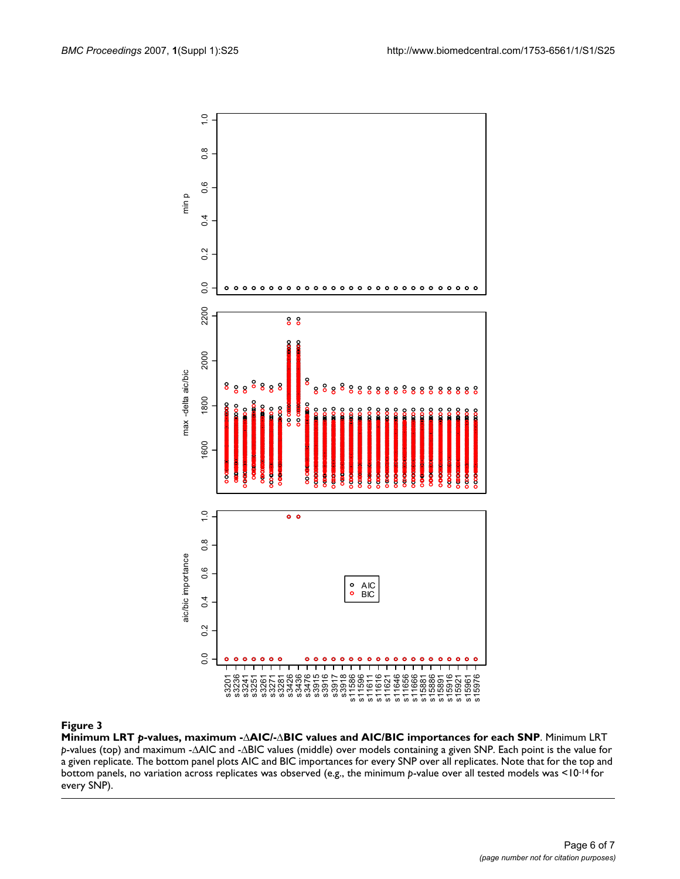**Figure 3**

**Minimum LRT *p*-values, maximum -ΔAIC/-ΔBIC values and AIC/BIC importances for each SNP**. Minimum LRT *p*-values (top) and maximum -ΔAIC and -ΔBIC values (middle) over models containing a given SNP. Each point is the value for a given replicate. The bottom panel plots AIC and BIC importances for every SNP over all replicates. Note that for the top and bottom panels, no variation across replicates was observed (e.g., the minimum *p*-value over all tested models was $<10^{-14}$ for every SNP).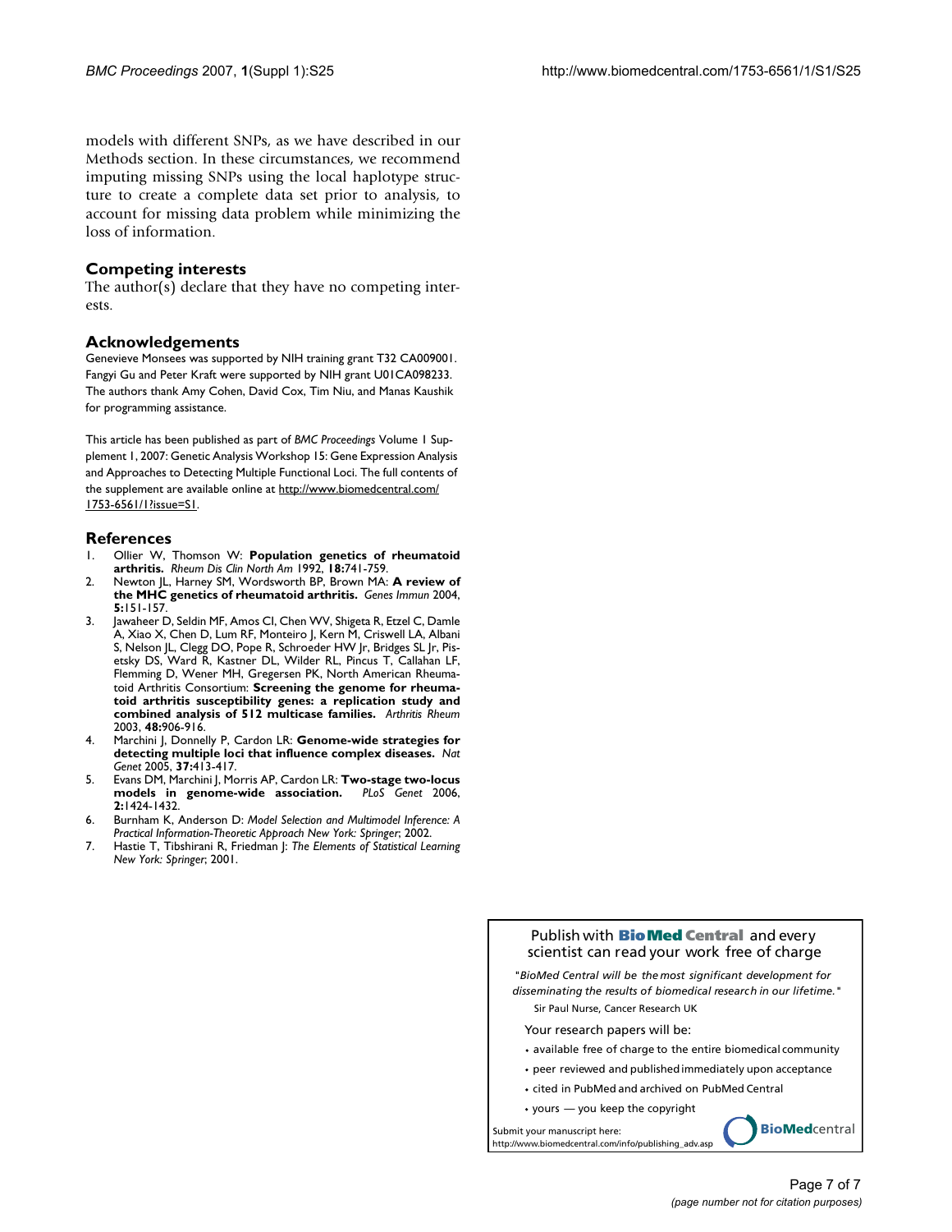models with different SNPs, as we have described in our Methods section. In these circumstances, we recommend imputing missing SNPs using the local haplotype structure to create a complete data set prior to analysis, to account for missing data problem while minimizing the loss of information.

## Competing interests

The author(s) declare that they have no competing interests.

## Acknowledgements

Genevieve Monsees was supported by NIH training grant T32 CA009001. Fangyi Gu and Peter Kraft were supported by NIH grant U01CA098233. The authors thank Amy Cohen, David Cox, Tim Niu, and Manas Kaushik for programming assistance.

This article has been published as part of *BMC Proceedings* Volume 1 Supplement 1, 2007: Genetic Analysis Workshop 15: Gene Expression Analysis and Approaches to Detecting Multiple Functional Loci. The full contents of the supplement are available online at http://www.biomedcentral.com/1753-6561/1?issue=S1.

## References

1. Ollier W, Thomson W: **Population genetics of rheumatoid arthritis.** *Rheum Dis Clin North Am* 1992, **18:**741-759.
2. Newton JL, Harney SM, Wordsworth BP, Brown MA: **A review of the MHC genetics of rheumatoid arthritis.** *Genes Immun* 2004, **5:**151-157.
3. Jawaheer D, Seldin MF, Amos CI, Chen WV, Shigeta R, Etzel C, Damle A, Xiao X, Chen D, Lum RF, Monteiro J, Kern M, Criswell LA, Albani S, Nelson JL, Clegg DO, Pope R, Schroeder HW Jr, Bridges SL Jr, Pisetsky DS, Ward R, Kastner DL, Wilder RL, Pincus T, Callahan LF, Flemming D, Wener MH, Gregersen PK, North American Rheumatoid Arthritis Consortium: **Screening the genome for rheumatoid arthritis susceptibility genes: a replication study and combined analysis of 512 multicase families.** *Arthritis Rheum* 2003, **48:**906-916.
4. Marchini J, Donnelly P, Cardon LR: **Genome-wide strategies for detecting multiple loci that influence complex diseases.** *Nat Genet* 2005, **37:**413-417.
5. Evans DM, Marchini J, Morris AP, Cardon LR: **Two-stage two-locus models in genome-wide association.** *PLoS Genet* 2006, **2:**1424-1432.
6. Burnham K, Anderson D: *Model Selection and Multimodel Inference: A Practical Information-Theoretic Approach New York: Springer*; 2002.
7. Hastie T, Tibshirani R, Friedman J: *The Elements of Statistical Learning New York: Springer*; 2001.

Publish with **BioMed Central** and every scientist can read your work free of charge

*"BioMed Central will be the most significant development for disseminating the results of biomedical research in our lifetime."*
Sir Paul Nurse, Cancer Research UK

Your research papers will be:

- available free of charge to the entire biomedical community
- peer reviewed and published immediately upon acceptance
- cited in PubMed and archived on PubMed Central
- yours — you keep the copyright

Submit your manuscript here:
http://www.biomedcentral.com/info/publishing_adv.asp

BioMedcentral